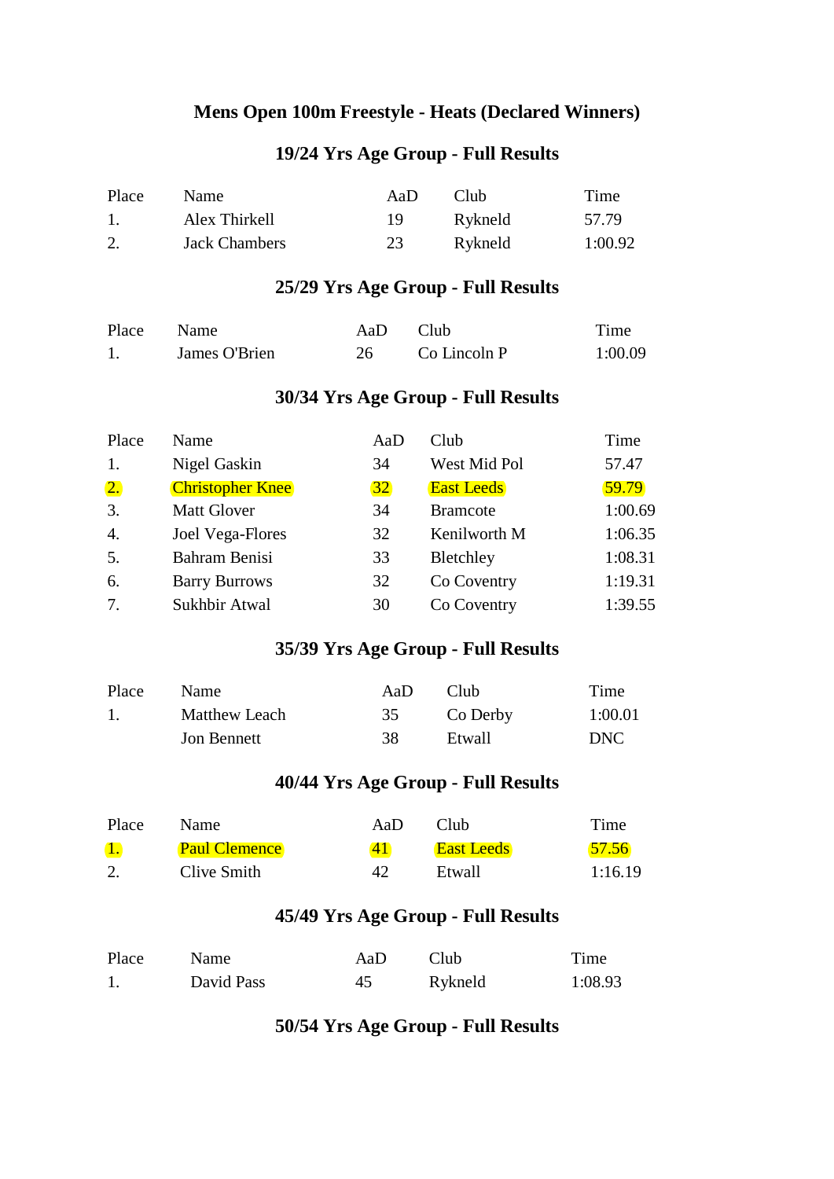# Mens Open 100m Freestyle - Heats (Declared Winners)

## 19/24 Yrs Age Group - Full Results

| Place | Name | AaD | Club | Time |
|---|---|---|---|---|
| 1. | Alex Thirkell | 19 | Rykneld | 57.79 |
| 2. | Jack Chambers | 23 | Rykneld | 1:00.92 |

## 25/29 Yrs Age Group - Full Results

| Place | Name | AaD | Club | Time |
|---|---|---|---|---|
| 1. | James O'Brien | 26 | Co Lincoln P | 1:00.09 |

## 30/34 Yrs Age Group - Full Results

| Place | Name | AaD | Club | Time |
|---|---|---|---|---|
| 1. | Nigel Gaskin | 34 | West Mid Pol | 57.47 |
| 2. | Christopher Knee | 32 | East Leeds | 59.79 |
| 3. | Matt Glover | 34 | Bramcote | 1:00.69 |
| 4. | Joel Vega-Flores | 32 | Kenilworth M | 1:06.35 |
| 5. | Bahram Benisi | 33 | Bletchley | 1:08.31 |
| 6. | Barry Burrows | 32 | Co Coventry | 1:19.31 |
| 7. | Sukhbir Atwal | 30 | Co Coventry | 1:39.55 |

## 35/39 Yrs Age Group - Full Results

| Place | Name | AaD | Club | Time |
|---|---|---|---|---|
| 1. | Matthew Leach | 35 | Co Derby | 1:00.01 |
| | Jon Bennett | 38 | Etwall | DNC |

## 40/44 Yrs Age Group - Full Results

| Place | Name | AaD | Club | Time |
|---|---|---|---|---|
| 1. | Paul Clemence | 41 | East Leeds | 57.56 |
| 2. | Clive Smith | 42 | Etwall | 1:16.19 |

## 45/49 Yrs Age Group - Full Results

| Place | Name | AaD | Club | Time |
|---|---|---|---|---|
| 1. | David Pass | 45 | Rykneld | 1:08.93 |

## 50/54 Yrs Age Group - Full Results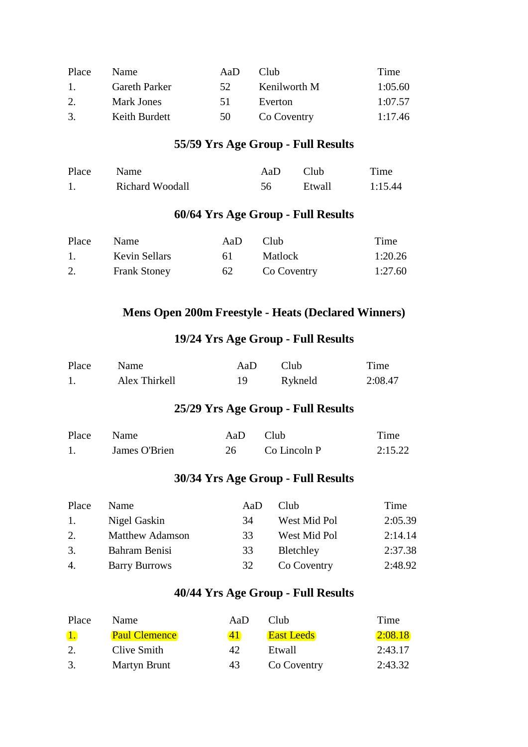| Place | Name | AaD | Club | Time |
|---|---|---|---|---|
| 1. | Gareth Parker | 52 | Kenilworth M | 1:05.60 |
| 2. | Mark Jones | 51 | Everton | 1:07.57 |
| 3. | Keith Burdett | 50 | Co Coventry | 1:17.46 |

### 55/59 Yrs Age Group - Full Results

| Place | Name | AaD | Club | Time |
|---|---|---|---|---|
| 1. | Richard Woodall | 56 | Etwall | 1:15.44 |

### 60/64 Yrs Age Group - Full Results

| Place | Name | AaD | Club | Time |
|---|---|---|---|---|
| 1. | Kevin Sellars | 61 | Matlock | 1:20.26 |
| 2. | Frank Stoney | 62 | Co Coventry | 1:27.60 |

## Mens Open 200m Freestyle - Heats (Declared Winners)

### 19/24 Yrs Age Group - Full Results

| Place | Name | AaD | Club | Time |
|---|---|---|---|---|
| 1. | Alex Thirkell | 19 | Rykneld | 2:08.47 |

### 25/29 Yrs Age Group - Full Results

| Place | Name | AaD | Club | Time |
|---|---|---|---|---|
| 1. | James O'Brien | 26 | Co Lincoln P | 2:15.22 |

### 30/34 Yrs Age Group - Full Results

| Place | Name | AaD | Club | Time |
|---|---|---|---|---|
| 1. | Nigel Gaskin | 34 | West Mid Pol | 2:05.39 |
| 2. | Matthew Adamson | 33 | West Mid Pol | 2:14.14 |
| 3. | Bahram Benisi | 33 | Bletchley | 2:37.38 |
| 4. | Barry Burrows | 32 | Co Coventry | 2:48.92 |

### 40/44 Yrs Age Group - Full Results

| Place | Name | AaD | Club | Time |
|---|---|---|---|---|
| 1. | Paul Clemence | 41 | East Leeds | 2:08.18 |
| 2. | Clive Smith | 42 | Etwall | 2:43.17 |
| 3. | Martyn Brunt | 43 | Co Coventry | 2:43.32 |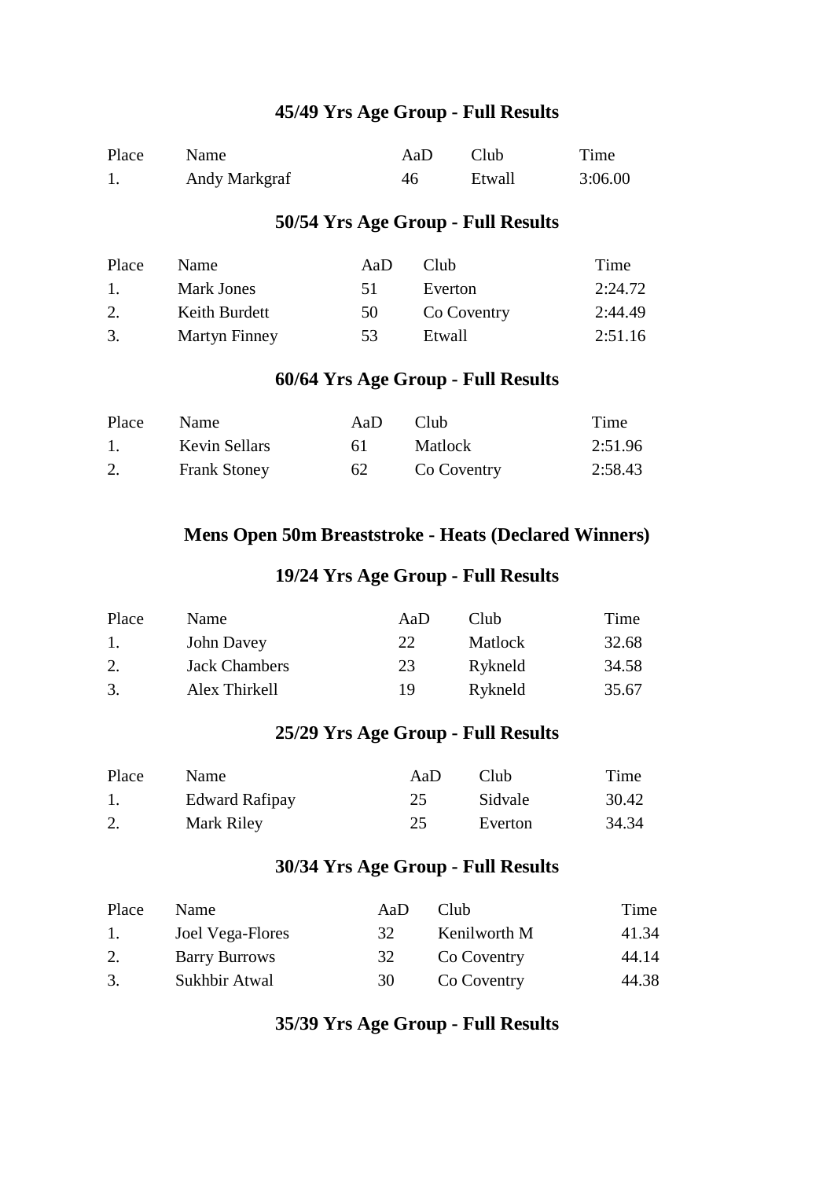### 45/49 Yrs Age Group - Full Results

| Place | Name | AaD | Club | Time |
|---|---|---|---|---|
| 1. | Andy Markgraf | 46 | Etwall | 3:06.00 |

### 50/54 Yrs Age Group - Full Results

| Place | Name | AaD | Club | Time |
|---|---|---|---|---|
| 1. | Mark Jones | 51 | Everton | 2:24.72 |
| 2. | Keith Burdett | 50 | Co Coventry | 2:44.49 |
| 3. | Martyn Finney | 53 | Etwall | 2:51.16 |

### 60/64 Yrs Age Group - Full Results

| Place | Name | AaD | Club | Time |
|---|---|---|---|---|
| 1. | Kevin Sellars | 61 | Matlock | 2:51.96 |
| 2. | Frank Stoney | 62 | Co Coventry | 2:58.43 |

## Mens Open 50m Breaststroke - Heats (Declared Winners)

### 19/24 Yrs Age Group - Full Results

| Place | Name | AaD | Club | Time |
|---|---|---|---|---|
| 1. | John Davey | 22 | Matlock | 32.68 |
| 2. | Jack Chambers | 23 | Rykneld | 34.58 |
| 3. | Alex Thirkell | 19 | Rykneld | 35.67 |

### 25/29 Yrs Age Group - Full Results

| Place | Name | AaD | Club | Time |
|---|---|---|---|---|
| 1. | Edward Rafipay | 25 | Sidvale | 30.42 |
| 2. | Mark Riley | 25 | Everton | 34.34 |

### 30/34 Yrs Age Group - Full Results

| Place | Name | AaD | Club | Time |
|---|---|---|---|---|
| 1. | Joel Vega-Flores | 32 | Kenilworth M | 41.34 |
| 2. | Barry Burrows | 32 | Co Coventry | 44.14 |
| 3. | Sukhbir Atwal | 30 | Co Coventry | 44.38 |

### 35/39 Yrs Age Group - Full Results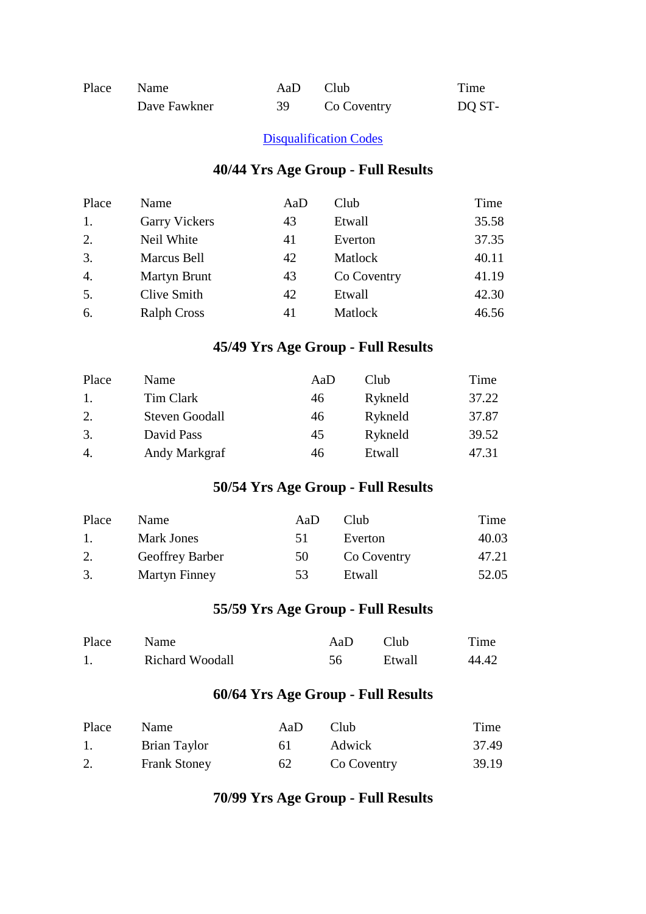| Place | Name | AaD | Club | Time |
|---|---|---|---|---|
| | Dave Fawkner | 39 | Co Coventry | DQ ST- |

[Disqualification Codes]

## 40/44 Yrs Age Group - Full Results

| Place | Name | AaD | Club | Time |
|---|---|---|---|---|
| 1. | Garry Vickers | 43 | Etwall | 35.58 |
| 2. | Neil White | 41 | Everton | 37.35 |
| 3. | Marcus Bell | 42 | Matlock | 40.11 |
| 4. | Martyn Brunt | 43 | Co Coventry | 41.19 |
| 5. | Clive Smith | 42 | Etwall | 42.30 |
| 6. | Ralph Cross | 41 | Matlock | 46.56 |

## 45/49 Yrs Age Group - Full Results

| Place | Name | AaD | Club | Time |
|---|---|---|---|---|
| 1. | Tim Clark | 46 | Rykneld | 37.22 |
| 2. | Steven Goodall | 46 | Rykneld | 37.87 |
| 3. | David Pass | 45 | Rykneld | 39.52 |
| 4. | Andy Markgraf | 46 | Etwall | 47.31 |

## 50/54 Yrs Age Group - Full Results

| Place | Name | AaD | Club | Time |
|---|---|---|---|---|
| 1. | Mark Jones | 51 | Everton | 40.03 |
| 2. | Geoffrey Barber | 50 | Co Coventry | 47.21 |
| 3. | Martyn Finney | 53 | Etwall | 52.05 |

## 55/59 Yrs Age Group - Full Results

| Place | Name | AaD | Club | Time |
|---|---|---|---|---|
| 1. | Richard Woodall | 56 | Etwall | 44.42 |

## 60/64 Yrs Age Group - Full Results

| Place | Name | AaD | Club | Time |
|---|---|---|---|---|
| 1. | Brian Taylor | 61 | Adwick | 37.49 |
| 2. | Frank Stoney | 62 | Co Coventry | 39.19 |

## 70/99 Yrs Age Group - Full Results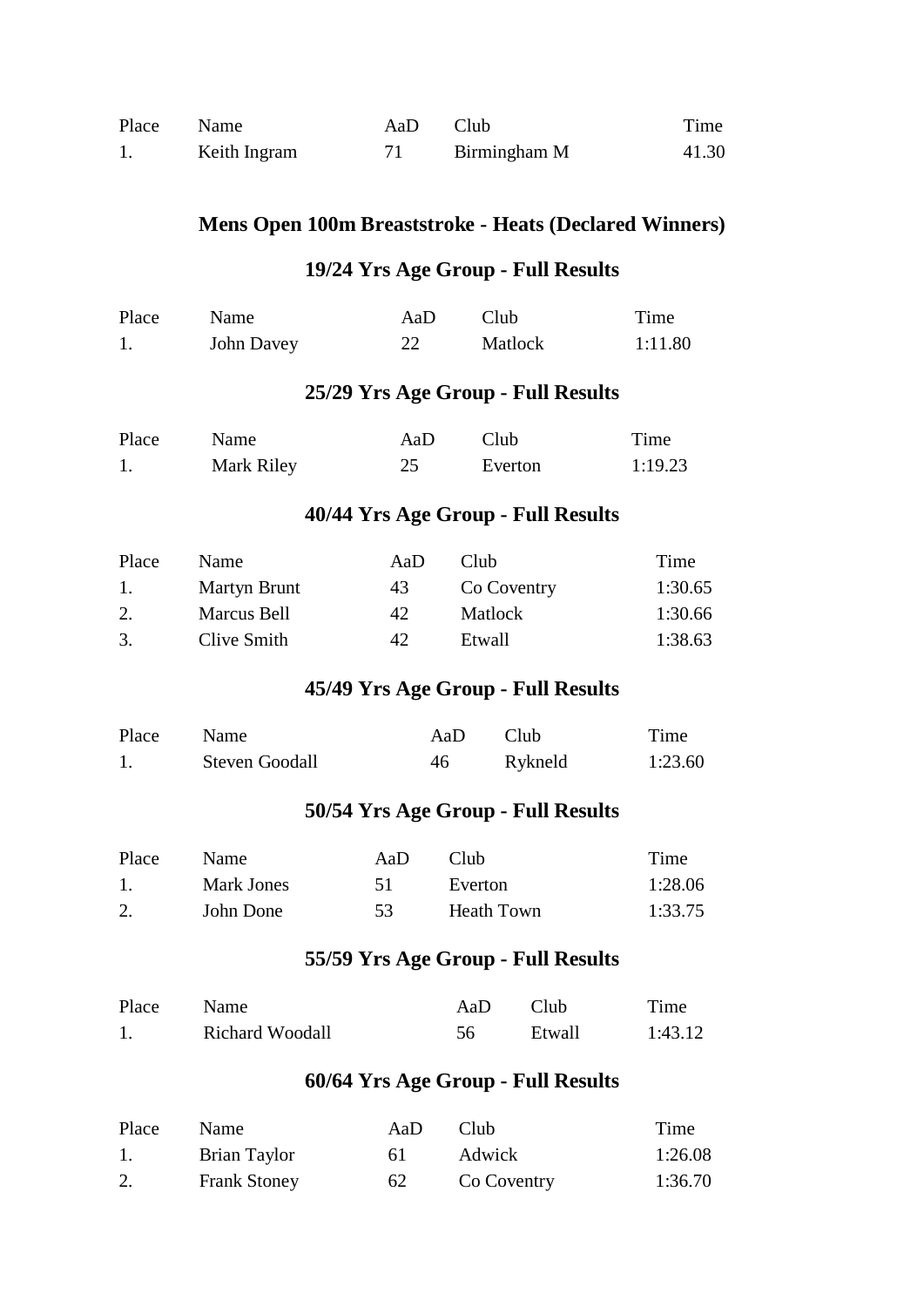| Place | Name | AaD | Club | Time |
|---|---|---|---|---|
| 1. | Keith Ingram | 71 | Birmingham M | 41.30 |

## Mens Open 100m Breaststroke - Heats (Declared Winners)

### 19/24 Yrs Age Group - Full Results

| Place | Name | AaD | Club | Time |
|---|---|---|---|---|
| 1. | John Davey | 22 | Matlock | 1:11.80 |

### 25/29 Yrs Age Group - Full Results

| Place | Name | AaD | Club | Time |
|---|---|---|---|---|
| 1. | Mark Riley | 25 | Everton | 1:19.23 |

### 40/44 Yrs Age Group - Full Results

| Place | Name | AaD | Club | Time |
|---|---|---|---|---|
| 1. | Martyn Brunt | 43 | Co Coventry | 1:30.65 |
| 2. | Marcus Bell | 42 | Matlock | 1:30.66 |
| 3. | Clive Smith | 42 | Etwall | 1:38.63 |

### 45/49 Yrs Age Group - Full Results

| Place | Name | AaD | Club | Time |
|---|---|---|---|---|
| 1. | Steven Goodall | 46 | Rykneld | 1:23.60 |

### 50/54 Yrs Age Group - Full Results

| Place | Name | AaD | Club | Time |
|---|---|---|---|---|
| 1. | Mark Jones | 51 | Everton | 1:28.06 |
| 2. | John Done | 53 | Heath Town | 1:33.75 |

### 55/59 Yrs Age Group - Full Results

| Place | Name | AaD | Club | Time |
|---|---|---|---|---|
| 1. | Richard Woodall | 56 | Etwall | 1:43.12 |

### 60/64 Yrs Age Group - Full Results

| Place | Name | AaD | Club | Time |
|---|---|---|---|---|
| 1. | Brian Taylor | 61 | Adwick | 1:26.08 |
| 2. | Frank Stoney | 62 | Co Coventry | 1:36.70 |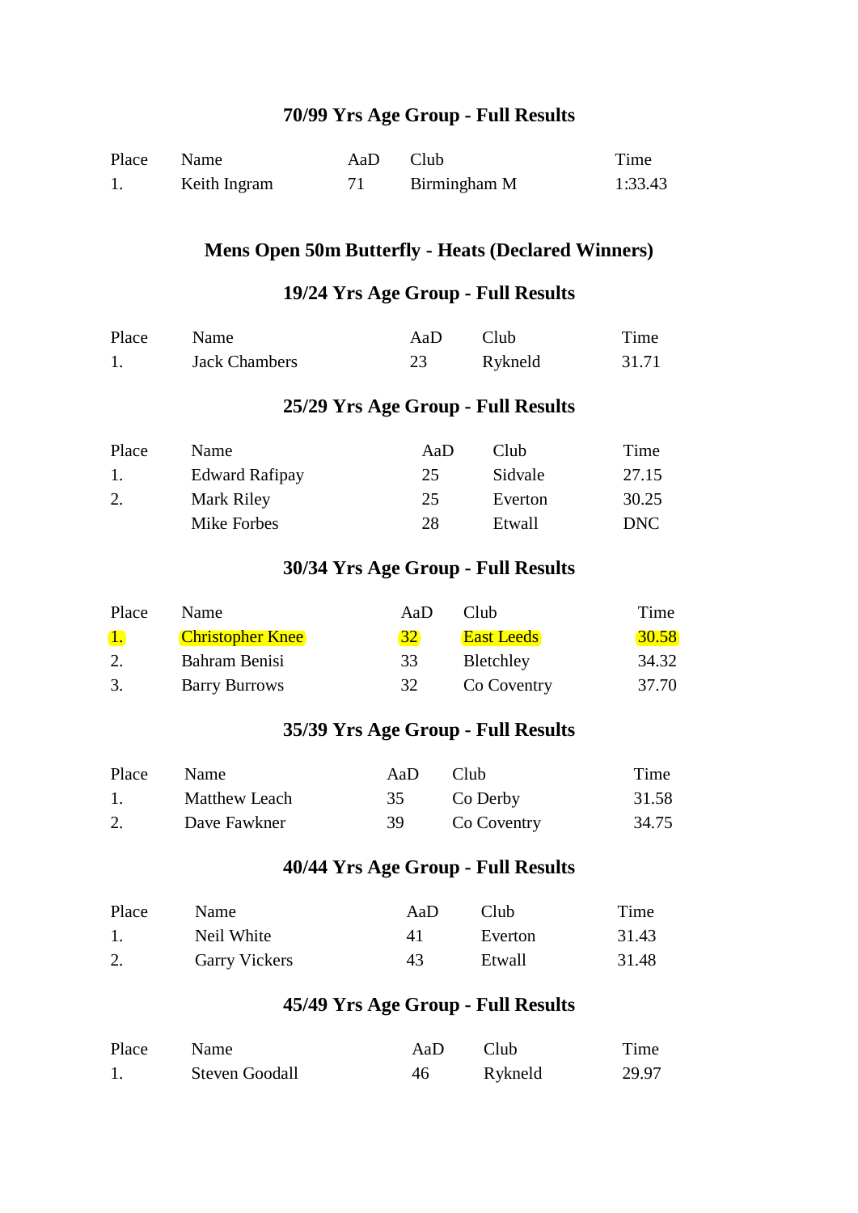### 70/99 Yrs Age Group - Full Results

| Place | Name | AaD | Club | Time |
|---|---|---|---|---|
| 1. | Keith Ingram | 71 | Birmingham M | 1:33.43 |

## Mens Open 50m Butterfly - Heats (Declared Winners)

### 19/24 Yrs Age Group - Full Results

| Place | Name | AaD | Club | Time |
|---|---|---|---|---|
| 1. | Jack Chambers | 23 | Rykneld | 31.71 |

### 25/29 Yrs Age Group - Full Results

| Place | Name | AaD | Club | Time |
|---|---|---|---|---|
| 1. | Edward Rafipay | 25 | Sidvale | 27.15 |
| 2. | Mark Riley | 25 | Everton | 30.25 |
| | Mike Forbes | 28 | Etwall | DNC |

### 30/34 Yrs Age Group - Full Results

| Place | Name | AaD | Club | Time |
|---|---|---|---|---|
| 1. | Christopher Knee | 32 | East Leeds | 30.58 |
| 2. | Bahram Benisi | 33 | Bletchley | 34.32 |
| 3. | Barry Burrows | 32 | Co Coventry | 37.70 |

### 35/39 Yrs Age Group - Full Results

| Place | Name | AaD | Club | Time |
|---|---|---|---|---|
| 1. | Matthew Leach | 35 | Co Derby | 31.58 |
| 2. | Dave Fawkner | 39 | Co Coventry | 34.75 |

### 40/44 Yrs Age Group - Full Results

| Place | Name | AaD | Club | Time |
|---|---|---|---|---|
| 1. | Neil White | 41 | Everton | 31.43 |
| 2. | Garry Vickers | 43 | Etwall | 31.48 |

### 45/49 Yrs Age Group - Full Results

| Place | Name | AaD | Club | Time |
|---|---|---|---|---|
| 1. | Steven Goodall | 46 | Rykneld | 29.97 |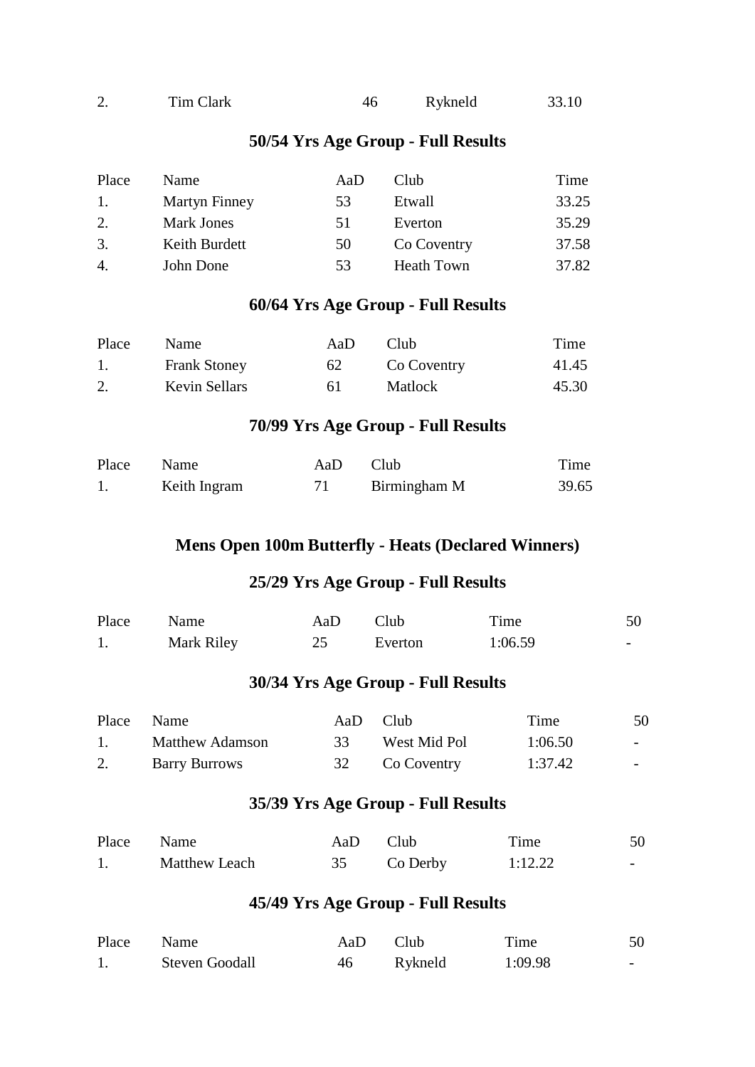| | | | | |
|---|---|---|---|---|
| 2. | Tim Clark | 46 | Rykneld | 33.10 |

### 50/54 Yrs Age Group - Full Results

| Place | Name | AaD | Club | Time |
|---|---|---|---|---|
| 1. | Martyn Finney | 53 | Etwall | 33.25 |
| 2. | Mark Jones | 51 | Everton | 35.29 |
| 3. | Keith Burdett | 50 | Co Coventry | 37.58 |
| 4. | John Done | 53 | Heath Town | 37.82 |

### 60/64 Yrs Age Group - Full Results

| Place | Name | AaD | Club | Time |
|---|---|---|---|---|
| 1. | Frank Stoney | 62 | Co Coventry | 41.45 |
| 2. | Kevin Sellars | 61 | Matlock | 45.30 |

### 70/99 Yrs Age Group - Full Results

| Place | Name | AaD | Club | Time |
|---|---|---|---|---|
| 1. | Keith Ingram | 71 | Birmingham M | 39.65 |

## Mens Open 100m Butterfly - Heats (Declared Winners)

### 25/29 Yrs Age Group - Full Results

| Place | Name | AaD | Club | Time | 50 |
|---|---|---|---|---|---|
| 1. | Mark Riley | 25 | Everton | 1:06.59 | - |

### 30/34 Yrs Age Group - Full Results

| Place | Name | AaD | Club | Time | 50 |
|---|---|---|---|---|---|
| 1. | Matthew Adamson | 33 | West Mid Pol | 1:06.50 | - |
| 2. | Barry Burrows | 32 | Co Coventry | 1:37.42 | - |

### 35/39 Yrs Age Group - Full Results

| Place | Name | AaD | Club | Time | 50 |
|---|---|---|---|---|---|
| 1. | Matthew Leach | 35 | Co Derby | 1:12.22 | - |

### 45/49 Yrs Age Group - Full Results

| Place | Name | AaD | Club | Time | 50 |
|---|---|---|---|---|---|
| 1. | Steven Goodall | 46 | Rykneld | 1:09.98 | - |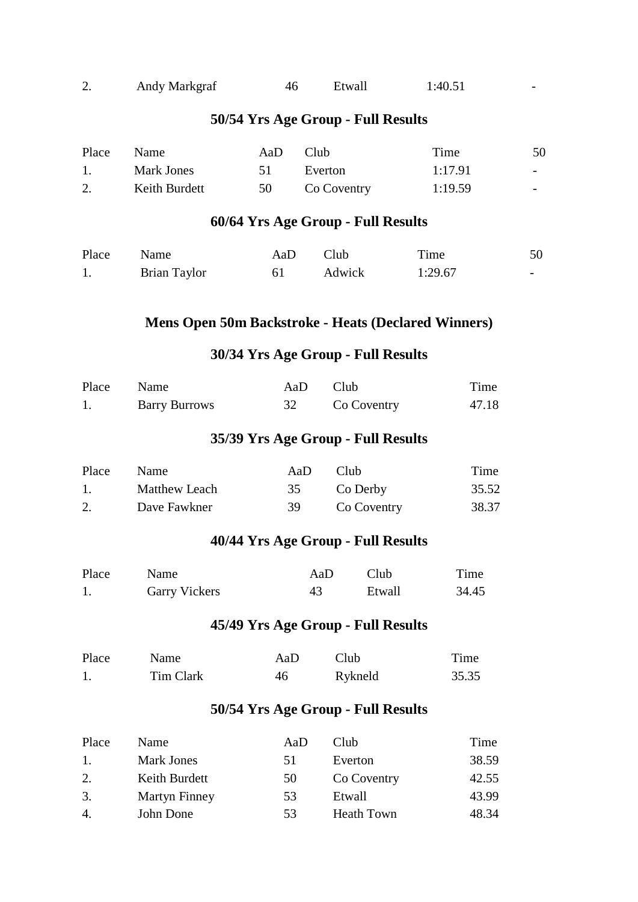| 2. | Andy Markgraf | 46 | Etwall | 1:40.51 | - |
|---|---|---|---|---|---|

### 50/54 Yrs Age Group - Full Results

| Place | Name | AaD | Club | Time | 50 |
|---|---|---|---|---|---|
| 1. | Mark Jones | 51 | Everton | 1:17.91 | - |
| 2. | Keith Burdett | 50 | Co Coventry | 1:19.59 | - |

### 60/64 Yrs Age Group - Full Results

| Place | Name | AaD | Club | Time | 50 |
|---|---|---|---|---|---|
| 1. | Brian Taylor | 61 | Adwick | 1:29.67 | - |

## Mens Open 50m Backstroke - Heats (Declared Winners)

### 30/34 Yrs Age Group - Full Results

| Place | Name | AaD | Club | Time |
|---|---|---|---|---|
| 1. | Barry Burrows | 32 | Co Coventry | 47.18 |

### 35/39 Yrs Age Group - Full Results

| Place | Name | AaD | Club | Time |
|---|---|---|---|---|
| 1. | Matthew Leach | 35 | Co Derby | 35.52 |
| 2. | Dave Fawkner | 39 | Co Coventry | 38.37 |

### 40/44 Yrs Age Group - Full Results

| Place | Name | AaD | Club | Time |
|---|---|---|---|---|
| 1. | Garry Vickers | 43 | Etwall | 34.45 |

### 45/49 Yrs Age Group - Full Results

| Place | Name | AaD | Club | Time |
|---|---|---|---|---|
| 1. | Tim Clark | 46 | Rykneld | 35.35 |

### 50/54 Yrs Age Group - Full Results

| Place | Name | AaD | Club | Time |
|---|---|---|---|---|
| 1. | Mark Jones | 51 | Everton | 38.59 |
| 2. | Keith Burdett | 50 | Co Coventry | 42.55 |
| 3. | Martyn Finney | 53 | Etwall | 43.99 |
| 4. | John Done | 53 | Heath Town | 48.34 |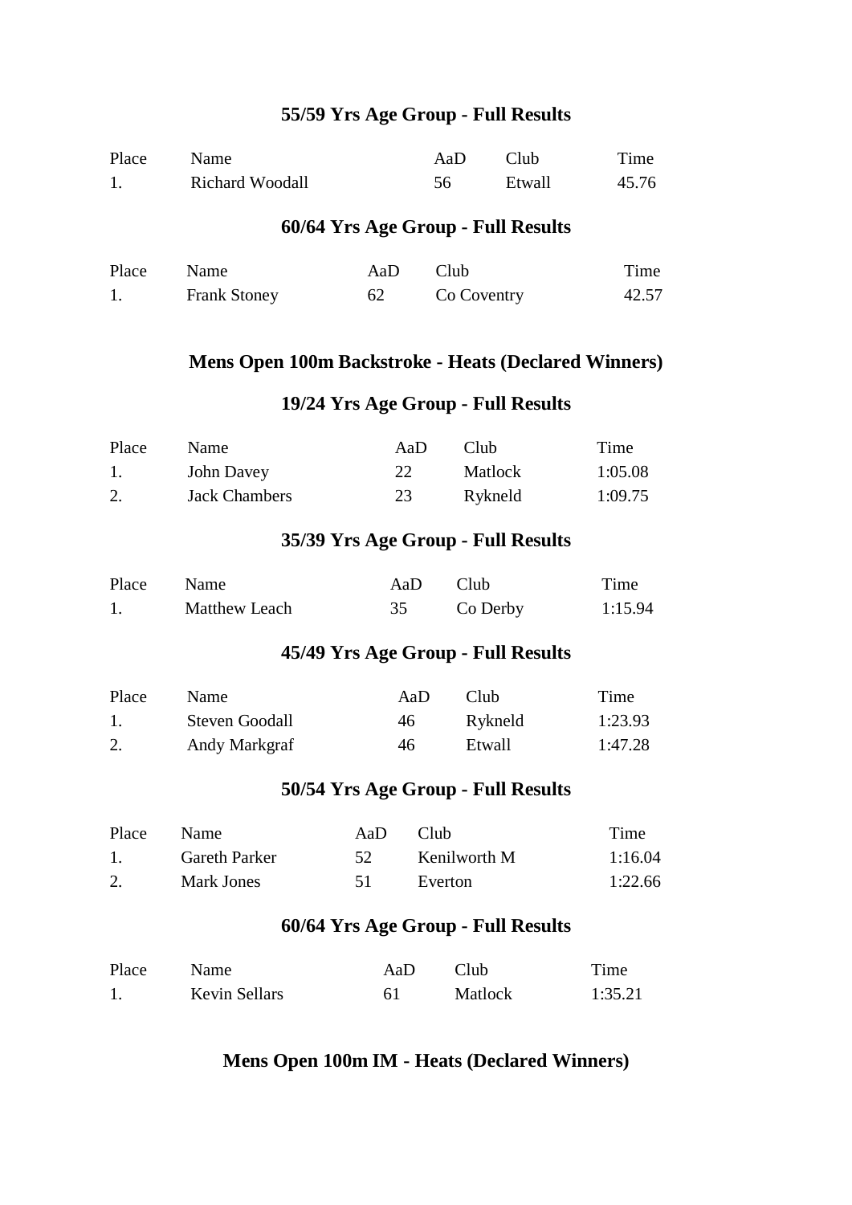### 55/59 Yrs Age Group - Full Results

| Place | Name | AaD | Club | Time |
|---|---|---|---|---|
| 1. | Richard Woodall | 56 | Etwall | 45.76 |

### 60/64 Yrs Age Group - Full Results

| Place | Name | AaD | Club | Time |
|---|---|---|---|---|
| 1. | Frank Stoney | 62 | Co Coventry | 42.57 |

## Mens Open 100m Backstroke - Heats (Declared Winners)

### 19/24 Yrs Age Group - Full Results

| Place | Name | AaD | Club | Time |
|---|---|---|---|---|
| 1. | John Davey | 22 | Matlock | 1:05.08 |
| 2. | Jack Chambers | 23 | Rykneld | 1:09.75 |

### 35/39 Yrs Age Group - Full Results

| Place | Name | AaD | Club | Time |
|---|---|---|---|---|
| 1. | Matthew Leach | 35 | Co Derby | 1:15.94 |

### 45/49 Yrs Age Group - Full Results

| Place | Name | AaD | Club | Time |
|---|---|---|---|---|
| 1. | Steven Goodall | 46 | Rykneld | 1:23.93 |
| 2. | Andy Markgraf | 46 | Etwall | 1:47.28 |

### 50/54 Yrs Age Group - Full Results

| Place | Name | AaD | Club | Time |
|---|---|---|---|---|
| 1. | Gareth Parker | 52 | Kenilworth M | 1:16.04 |
| 2. | Mark Jones | 51 | Everton | 1:22.66 |

### 60/64 Yrs Age Group - Full Results

| Place | Name | AaD | Club | Time |
|---|---|---|---|---|
| 1. | Kevin Sellars | 61 | Matlock | 1:35.21 |

## Mens Open 100m IM - Heats (Declared Winners)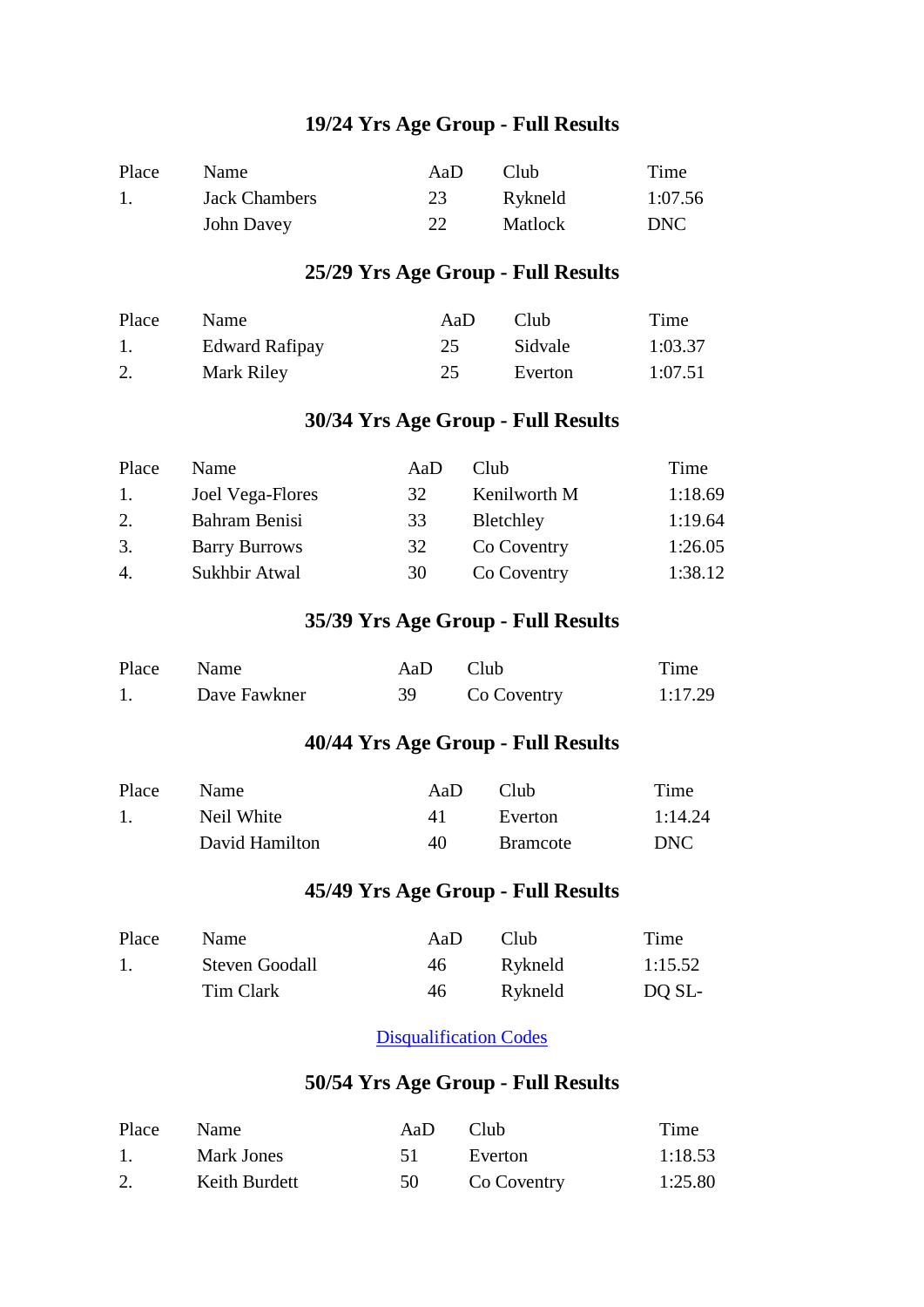## 19/24 Yrs Age Group - Full Results

| Place | Name | AaD | Club | Time |
|---|---|---|---|---|
| 1. | Jack Chambers | 23 | Rykneld | 1:07.56 |
| | John Davey | 22 | Matlock | DNC |

## 25/29 Yrs Age Group - Full Results

| Place | Name | AaD | Club | Time |
|---|---|---|---|---|
| 1. | Edward Rafipay | 25 | Sidvale | 1:03.37 |
| 2. | Mark Riley | 25 | Everton | 1:07.51 |

## 30/34 Yrs Age Group - Full Results

| Place | Name | AaD | Club | Time |
|---|---|---|---|---|
| 1. | Joel Vega-Flores | 32 | Kenilworth M | 1:18.69 |
| 2. | Bahram Benisi | 33 | Bletchley | 1:19.64 |
| 3. | Barry Burrows | 32 | Co Coventry | 1:26.05 |
| 4. | Sukhbir Atwal | 30 | Co Coventry | 1:38.12 |

## 35/39 Yrs Age Group - Full Results

| Place | Name | AaD | Club | Time |
|---|---|---|---|---|
| 1. | Dave Fawkner | 39 | Co Coventry | 1:17.29 |

## 40/44 Yrs Age Group - Full Results

| Place | Name | AaD | Club | Time |
|---|---|---|---|---|
| 1. | Neil White | 41 | Everton | 1:14.24 |
| | David Hamilton | 40 | Bramcote | DNC |

## 45/49 Yrs Age Group - Full Results

| Place | Name | AaD | Club | Time |
|---|---|---|---|---|
| 1. | Steven Goodall | 46 | Rykneld | 1:15.52 |
| | Tim Clark | 46 | Rykneld | DQ SL- |

Disqualification Codes

## 50/54 Yrs Age Group - Full Results

| Place | Name | AaD | Club | Time |
|---|---|---|---|---|
| 1. | Mark Jones | 51 | Everton | 1:18.53 |
| 2. | Keith Burdett | 50 | Co Coventry | 1:25.80 |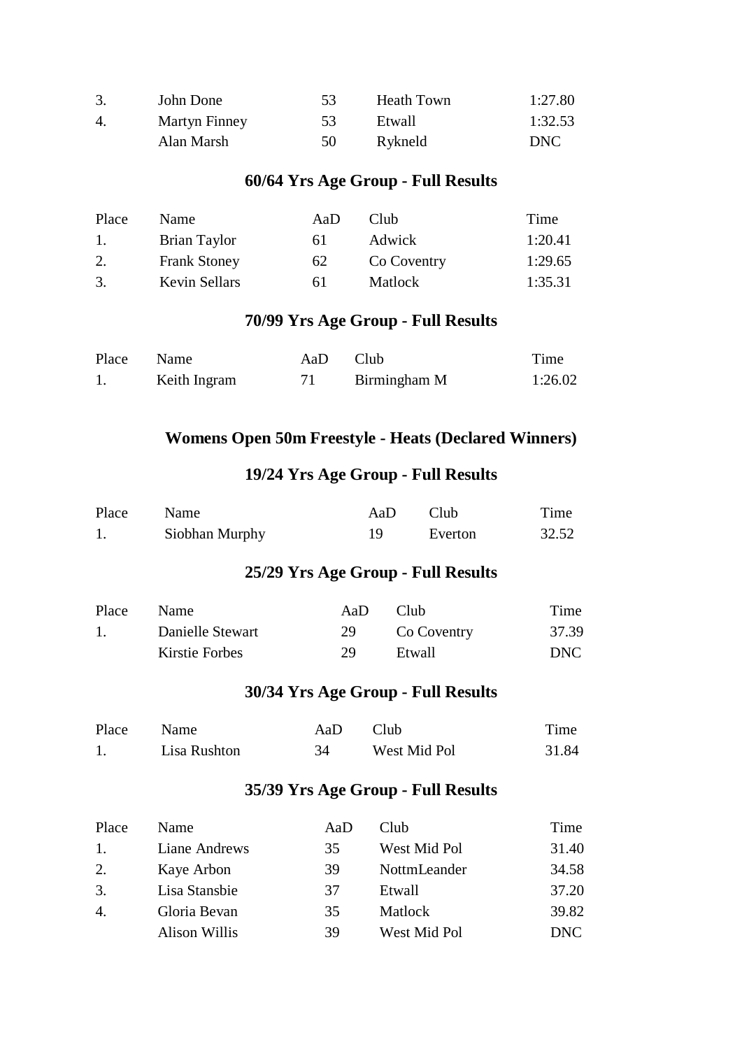| | | | | |
|---|---|---|---|---|
| 3. | John Done | 53 | Heath Town | 1:27.80 |
| 4. | Martyn Finney | 53 | Etwall | 1:32.53 |
| | Alan Marsh | 50 | Rykneld | DNC |

### 60/64 Yrs Age Group - Full Results

| Place | Name | AaD | Club | Time |
|---|---|---|---|---|
| 1. | Brian Taylor | 61 | Adwick | 1:20.41 |
| 2. | Frank Stoney | 62 | Co Coventry | 1:29.65 |
| 3. | Kevin Sellars | 61 | Matlock | 1:35.31 |

### 70/99 Yrs Age Group - Full Results

| Place | Name | AaD | Club | Time |
|---|---|---|---|---|
| 1. | Keith Ingram | 71 | Birmingham M | 1:26.02 |

## Womens Open 50m Freestyle - Heats (Declared Winners)

### 19/24 Yrs Age Group - Full Results

| Place | Name | AaD | Club | Time |
|---|---|---|---|---|
| 1. | Siobhan Murphy | 19 | Everton | 32.52 |

### 25/29 Yrs Age Group - Full Results

| Place | Name | AaD | Club | Time |
|---|---|---|---|---|
| 1. | Danielle Stewart | 29 | Co Coventry | 37.39 |
| | Kirstie Forbes | 29 | Etwall | DNC |

### 30/34 Yrs Age Group - Full Results

| Place | Name | AaD | Club | Time |
|---|---|---|---|---|
| 1. | Lisa Rushton | 34 | West Mid Pol | 31.84 |

### 35/39 Yrs Age Group - Full Results

| Place | Name | AaD | Club | Time |
|---|---|---|---|---|
| 1. | Liane Andrews | 35 | West Mid Pol | 31.40 |
| 2. | Kaye Arbon | 39 | NottmLeander | 34.58 |
| 3. | Lisa Stansbie | 37 | Etwall | 37.20 |
| 4. | Gloria Bevan | 35 | Matlock | 39.82 |
| | Alison Willis | 39 | West Mid Pol | DNC |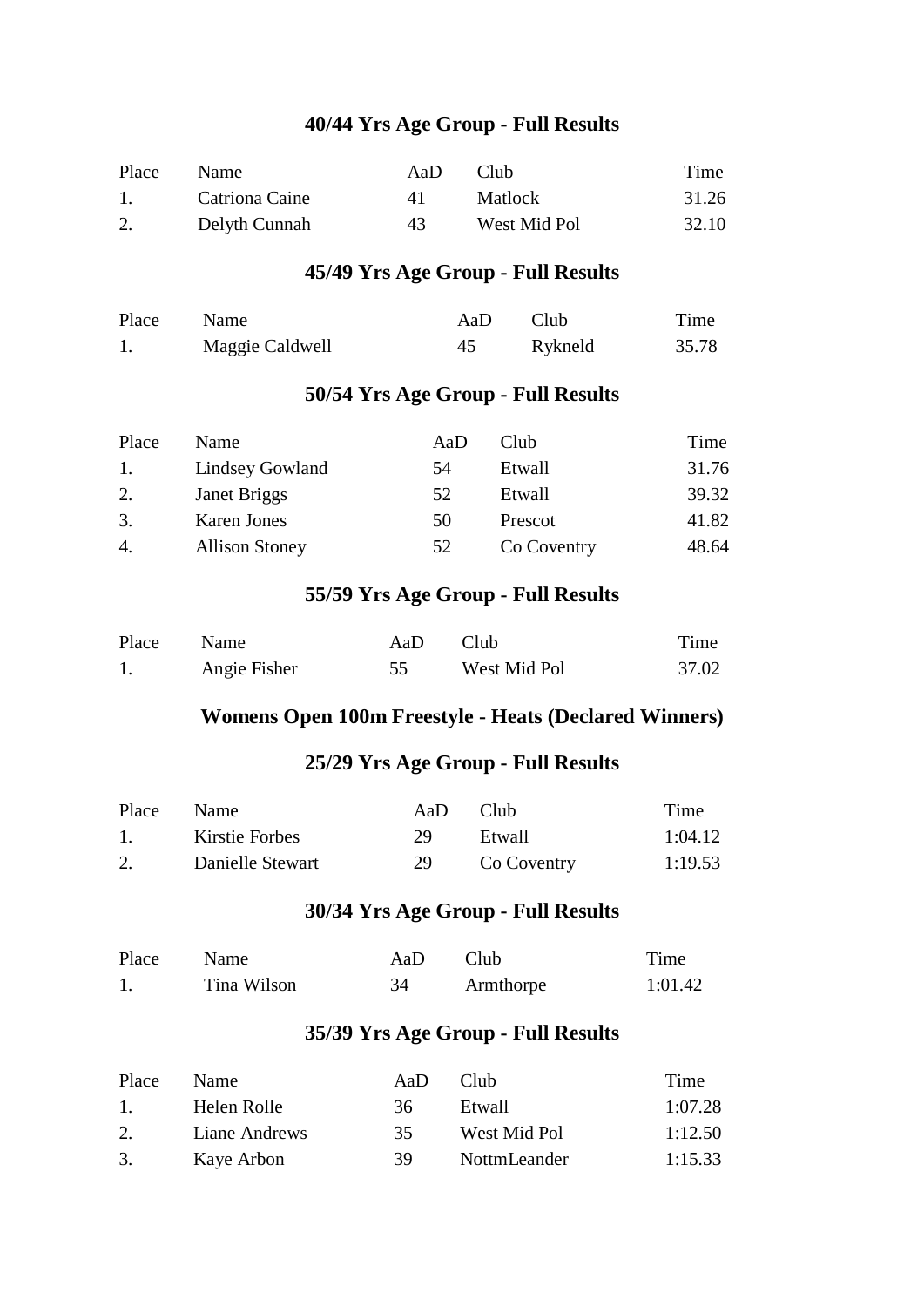### 40/44 Yrs Age Group - Full Results

| Place | Name | AaD | Club | Time |
|---|---|---|---|---|
| 1. | Catriona Caine | 41 | Matlock | 31.26 |
| 2. | Delyth Cunnah | 43 | West Mid Pol | 32.10 |

### 45/49 Yrs Age Group - Full Results

| Place | Name | AaD | Club | Time |
|---|---|---|---|---|
| 1. | Maggie Caldwell | 45 | Rykneld | 35.78 |

### 50/54 Yrs Age Group - Full Results

| Place | Name | AaD | Club | Time |
|---|---|---|---|---|
| 1. | Lindsey Gowland | 54 | Etwall | 31.76 |
| 2. | Janet Briggs | 52 | Etwall | 39.32 |
| 3. | Karen Jones | 50 | Prescot | 41.82 |
| 4. | Allison Stoney | 52 | Co Coventry | 48.64 |

### 55/59 Yrs Age Group - Full Results

| Place | Name | AaD | Club | Time |
|---|---|---|---|---|
| 1. | Angie Fisher | 55 | West Mid Pol | 37.02 |

## Womens Open 100m Freestyle - Heats (Declared Winners)

### 25/29 Yrs Age Group - Full Results

| Place | Name | AaD | Club | Time |
|---|---|---|---|---|
| 1. | Kirstie Forbes | 29 | Etwall | 1:04.12 |
| 2. | Danielle Stewart | 29 | Co Coventry | 1:19.53 |

### 30/34 Yrs Age Group - Full Results

| Place | Name | AaD | Club | Time |
|---|---|---|---|---|
| 1. | Tina Wilson | 34 | Armthorpe | 1:01.42 |

### 35/39 Yrs Age Group - Full Results

| Place | Name | AaD | Club | Time |
|---|---|---|---|---|
| 1. | Helen Rolle | 36 | Etwall | 1:07.28 |
| 2. | Liane Andrews | 35 | West Mid Pol | 1:12.50 |
| 3. | Kaye Arbon | 39 | NottmLeander | 1:15.33 |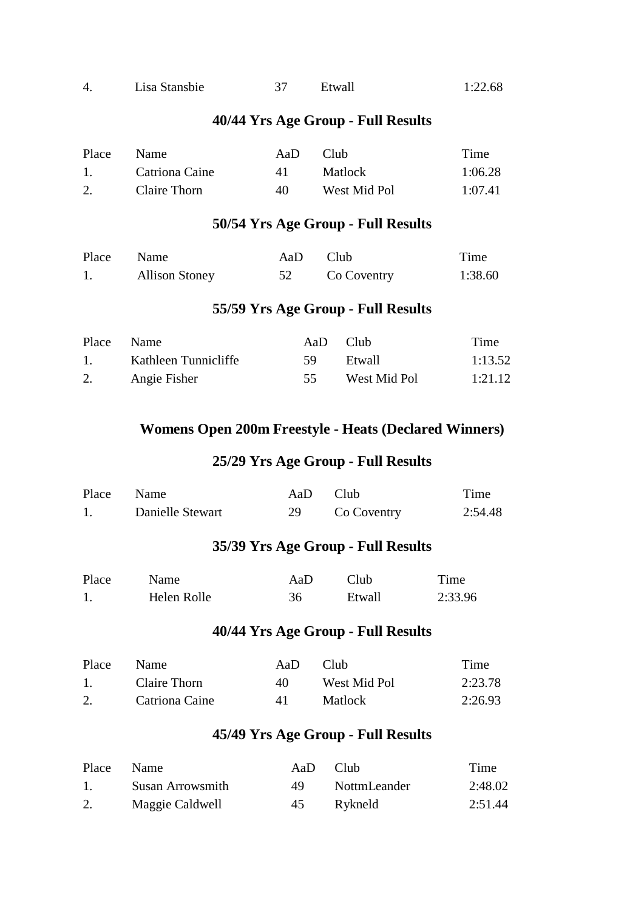| 4. | Lisa Stansbie | 37 | Etwall | 1:22.68 |
|---|---|---|---|---|

### 40/44 Yrs Age Group - Full Results

| Place | Name | AaD | Club | Time |
|---|---|---|---|---|
| 1. | Catriona Caine | 41 | Matlock | 1:06.28 |
| 2. | Claire Thorn | 40 | West Mid Pol | 1:07.41 |

### 50/54 Yrs Age Group - Full Results

| Place | Name | AaD | Club | Time |
|---|---|---|---|---|
| 1. | Allison Stoney | 52 | Co Coventry | 1:38.60 |

### 55/59 Yrs Age Group - Full Results

| Place | Name | AaD | Club | Time |
|---|---|---|---|---|
| 1. | Kathleen Tunnicliffe | 59 | Etwall | 1:13.52 |
| 2. | Angie Fisher | 55 | West Mid Pol | 1:21.12 |

## Womens Open 200m Freestyle - Heats (Declared Winners)

### 25/29 Yrs Age Group - Full Results

| Place | Name | AaD | Club | Time |
|---|---|---|---|---|
| 1. | Danielle Stewart | 29 | Co Coventry | 2:54.48 |

### 35/39 Yrs Age Group - Full Results

| Place | Name | AaD | Club | Time |
|---|---|---|---|---|
| 1. | Helen Rolle | 36 | Etwall | 2:33.96 |

### 40/44 Yrs Age Group - Full Results

| Place | Name | AaD | Club | Time |
|---|---|---|---|---|
| 1. | Claire Thorn | 40 | West Mid Pol | 2:23.78 |
| 2. | Catriona Caine | 41 | Matlock | 2:26.93 |

### 45/49 Yrs Age Group - Full Results

| Place | Name | AaD | Club | Time |
|---|---|---|---|---|
| 1. | Susan Arrowsmith | 49 | NottmLeander | 2:48.02 |
| 2. | Maggie Caldwell | 45 | Rykneld | 2:51.44 |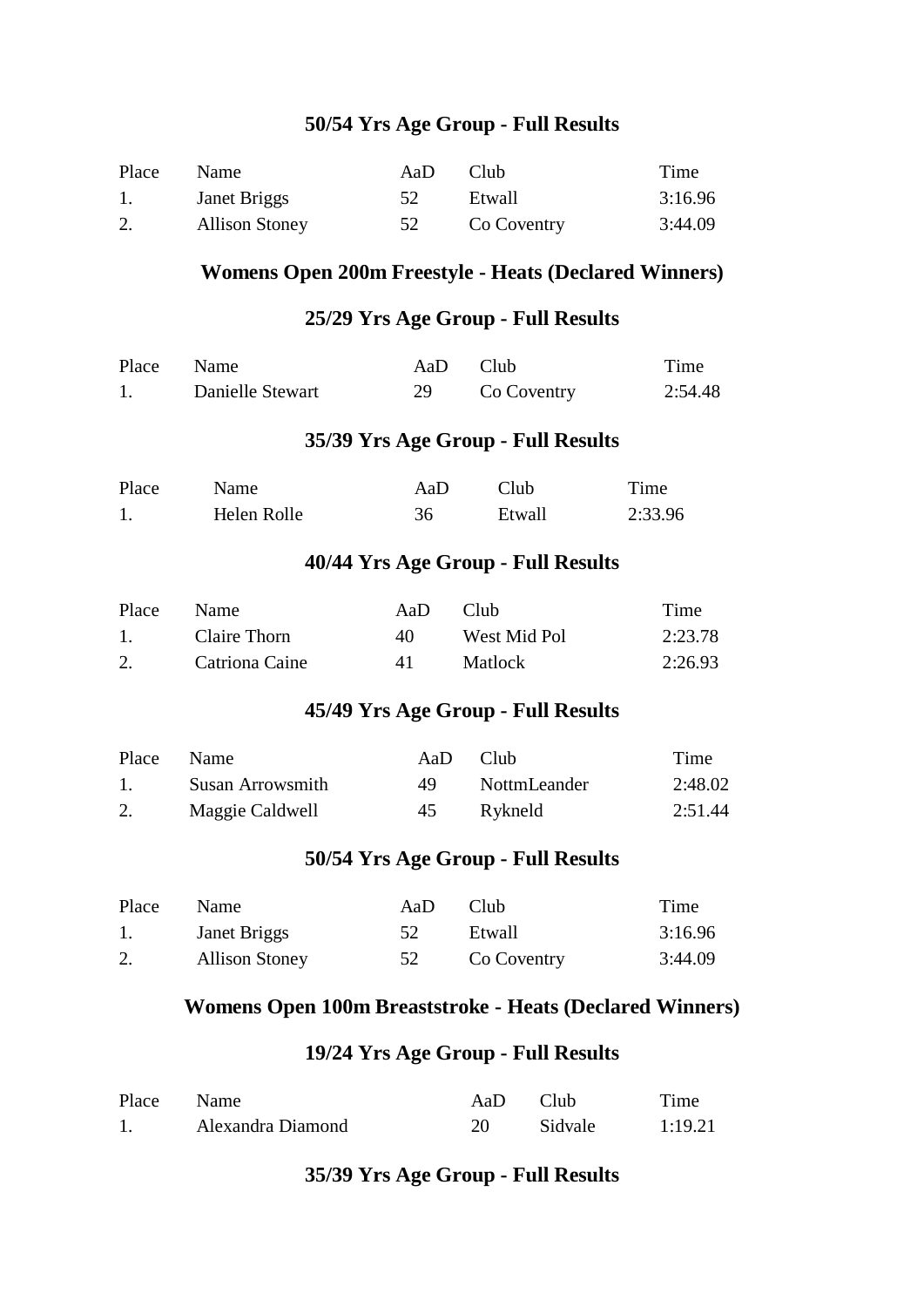### 50/54 Yrs Age Group - Full Results

| Place | Name | AaD | Club | Time |
|---|---|---|---|---|
| 1. | Janet Briggs | 52 | Etwall | 3:16.96 |
| 2. | Allison Stoney | 52 | Co Coventry | 3:44.09 |

## Womens Open 200m Freestyle - Heats (Declared Winners)

### 25/29 Yrs Age Group - Full Results

| Place | Name | AaD | Club | Time |
|---|---|---|---|---|
| 1. | Danielle Stewart | 29 | Co Coventry | 2:54.48 |

### 35/39 Yrs Age Group - Full Results

| Place | Name | AaD | Club | Time |
|---|---|---|---|---|
| 1. | Helen Rolle | 36 | Etwall | 2:33.96 |

### 40/44 Yrs Age Group - Full Results

| Place | Name | AaD | Club | Time |
|---|---|---|---|---|
| 1. | Claire Thorn | 40 | West Mid Pol | 2:23.78 |
| 2. | Catriona Caine | 41 | Matlock | 2:26.93 |

### 45/49 Yrs Age Group - Full Results

| Place | Name | AaD | Club | Time |
|---|---|---|---|---|
| 1. | Susan Arrowsmith | 49 | NottmLeander | 2:48.02 |
| 2. | Maggie Caldwell | 45 | Rykneld | 2:51.44 |

### 50/54 Yrs Age Group - Full Results

| Place | Name | AaD | Club | Time |
|---|---|---|---|---|
| 1. | Janet Briggs | 52 | Etwall | 3:16.96 |
| 2. | Allison Stoney | 52 | Co Coventry | 3:44.09 |

## Womens Open 100m Breaststroke - Heats (Declared Winners)

### 19/24 Yrs Age Group - Full Results

| Place | Name | AaD | Club | Time |
|---|---|---|---|---|
| 1. | Alexandra Diamond | 20 | Sidvale | 1:19.21 |

### 35/39 Yrs Age Group - Full Results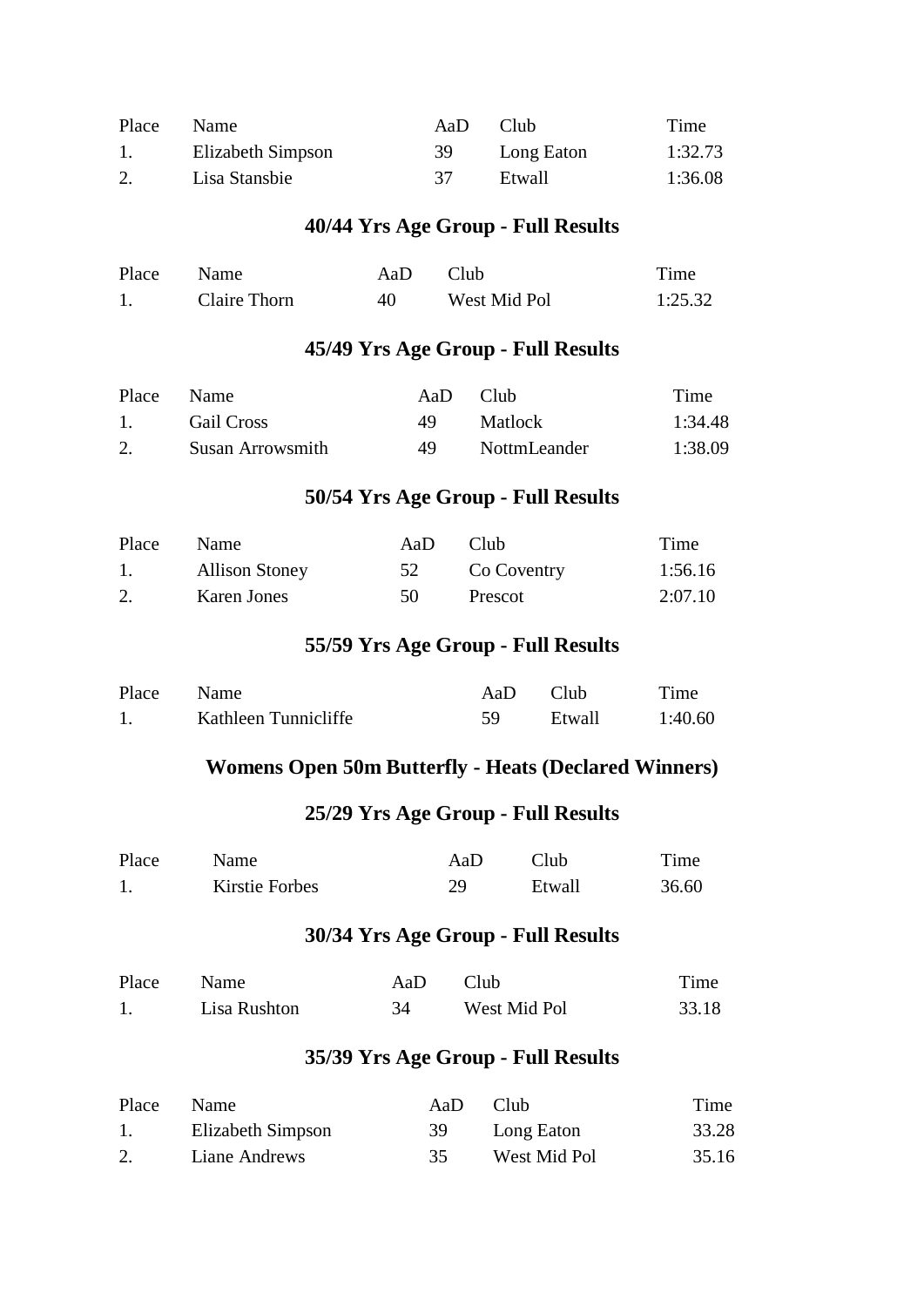| Place | Name | AaD | Club | Time |
|---|---|---|---|---|
| 1. | Elizabeth Simpson | 39 | Long Eaton | 1:32.73 |
| 2. | Lisa Stansbie | 37 | Etwall | 1:36.08 |

### 40/44 Yrs Age Group - Full Results

| Place | Name | AaD | Club | Time |
|---|---|---|---|---|
| 1. | Claire Thorn | 40 | West Mid Pol | 1:25.32 |

### 45/49 Yrs Age Group - Full Results

| Place | Name | AaD | Club | Time |
|---|---|---|---|---|
| 1. | Gail Cross | 49 | Matlock | 1:34.48 |
| 2. | Susan Arrowsmith | 49 | NottmLeander | 1:38.09 |

### 50/54 Yrs Age Group - Full Results

| Place | Name | AaD | Club | Time |
|---|---|---|---|---|
| 1. | Allison Stoney | 52 | Co Coventry | 1:56.16 |
| 2. | Karen Jones | 50 | Prescot | 2:07.10 |

### 55/59 Yrs Age Group - Full Results

| Place | Name | AaD | Club | Time |
|---|---|---|---|---|
| 1. | Kathleen Tunnicliffe | 59 | Etwall | 1:40.60 |

## Womens Open 50m Butterfly - Heats (Declared Winners)

### 25/29 Yrs Age Group - Full Results

| Place | Name | AaD | Club | Time |
|---|---|---|---|---|
| 1. | Kirstie Forbes | 29 | Etwall | 36.60 |

### 30/34 Yrs Age Group - Full Results

| Place | Name | AaD | Club | Time |
|---|---|---|---|---|
| 1. | Lisa Rushton | 34 | West Mid Pol | 33.18 |

### 35/39 Yrs Age Group - Full Results

| Place | Name | AaD | Club | Time |
|---|---|---|---|---|
| 1. | Elizabeth Simpson | 39 | Long Eaton | 33.28 |
| 2. | Liane Andrews | 35 | West Mid Pol | 35.16 |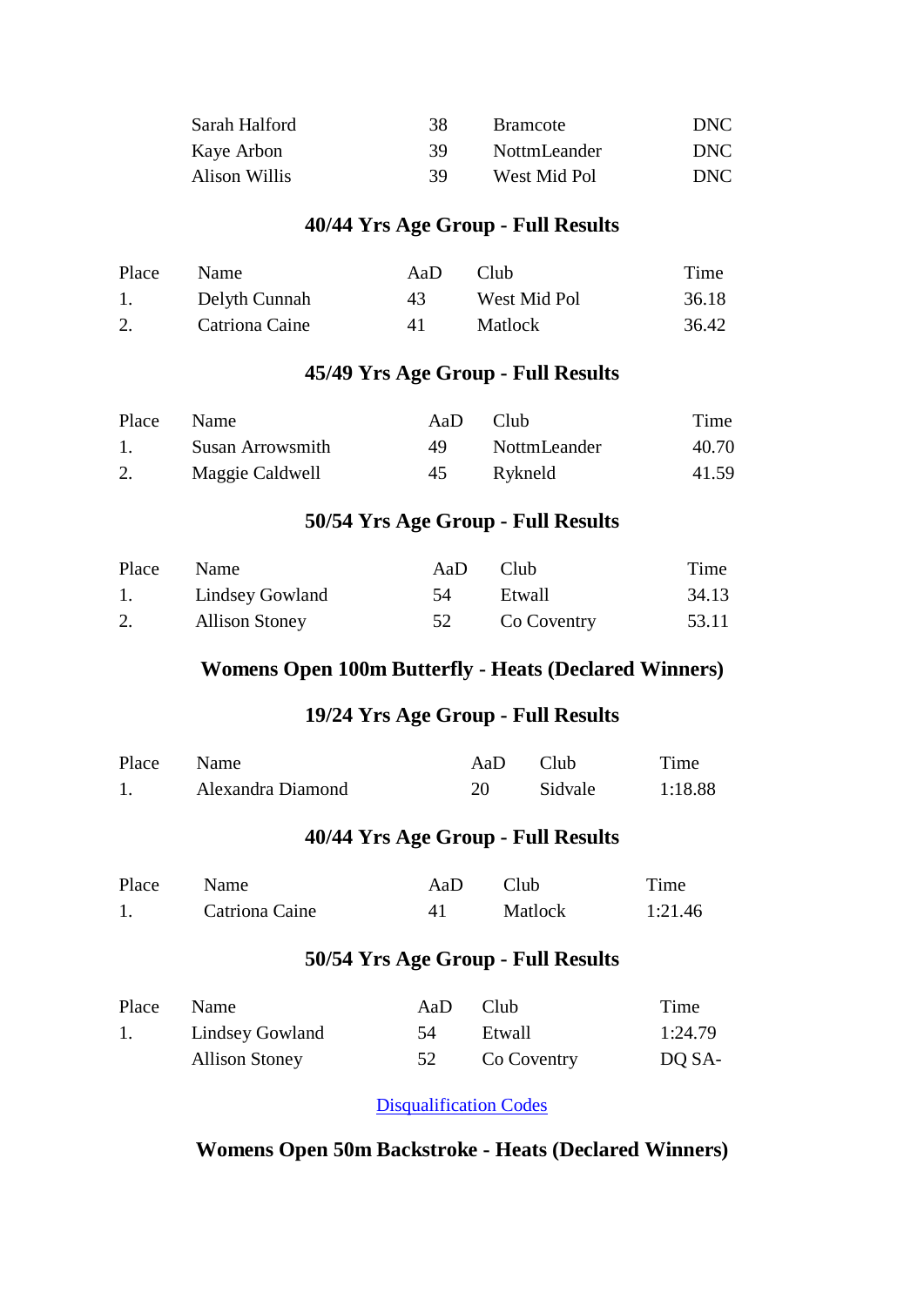| | | | |
|---|---|---|---|
| Sarah Halford | 38 | Bramcote | DNC |
| Kaye Arbon | 39 | NottmLeander | DNC |
| Alison Willis | 39 | West Mid Pol | DNC |

### 40/44 Yrs Age Group - Full Results

| Place | Name | AaD | Club | Time |
|---|---|---|---|---|
| 1. | Delyth Cunnah | 43 | West Mid Pol | 36.18 |
| 2. | Catriona Caine | 41 | Matlock | 36.42 |

### 45/49 Yrs Age Group - Full Results

| Place | Name | AaD | Club | Time |
|---|---|---|---|---|
| 1. | Susan Arrowsmith | 49 | NottmLeander | 40.70 |
| 2. | Maggie Caldwell | 45 | Rykneld | 41.59 |

### 50/54 Yrs Age Group - Full Results

| Place | Name | AaD | Club | Time |
|---|---|---|---|---|
| 1. | Lindsey Gowland | 54 | Etwall | 34.13 |
| 2. | Allison Stoney | 52 | Co Coventry | 53.11 |

## Womens Open 100m Butterfly - Heats (Declared Winners)

### 19/24 Yrs Age Group - Full Results

| Place | Name | AaD | Club | Time |
|---|---|---|---|---|
| 1. | Alexandra Diamond | 20 | Sidvale | 1:18.88 |

### 40/44 Yrs Age Group - Full Results

| Place | Name | AaD | Club | Time |
|---|---|---|---|---|
| 1. | Catriona Caine | 41 | Matlock | 1:21.46 |

### 50/54 Yrs Age Group - Full Results

| Place | Name | AaD | Club | Time |
|---|---|---|---|---|
| 1. | Lindsey Gowland | 54 | Etwall | 1:24.79 |
| | Allison Stoney | 52 | Co Coventry | DQ SA- |

Disqualification Codes

## Womens Open 50m Backstroke - Heats (Declared Winners)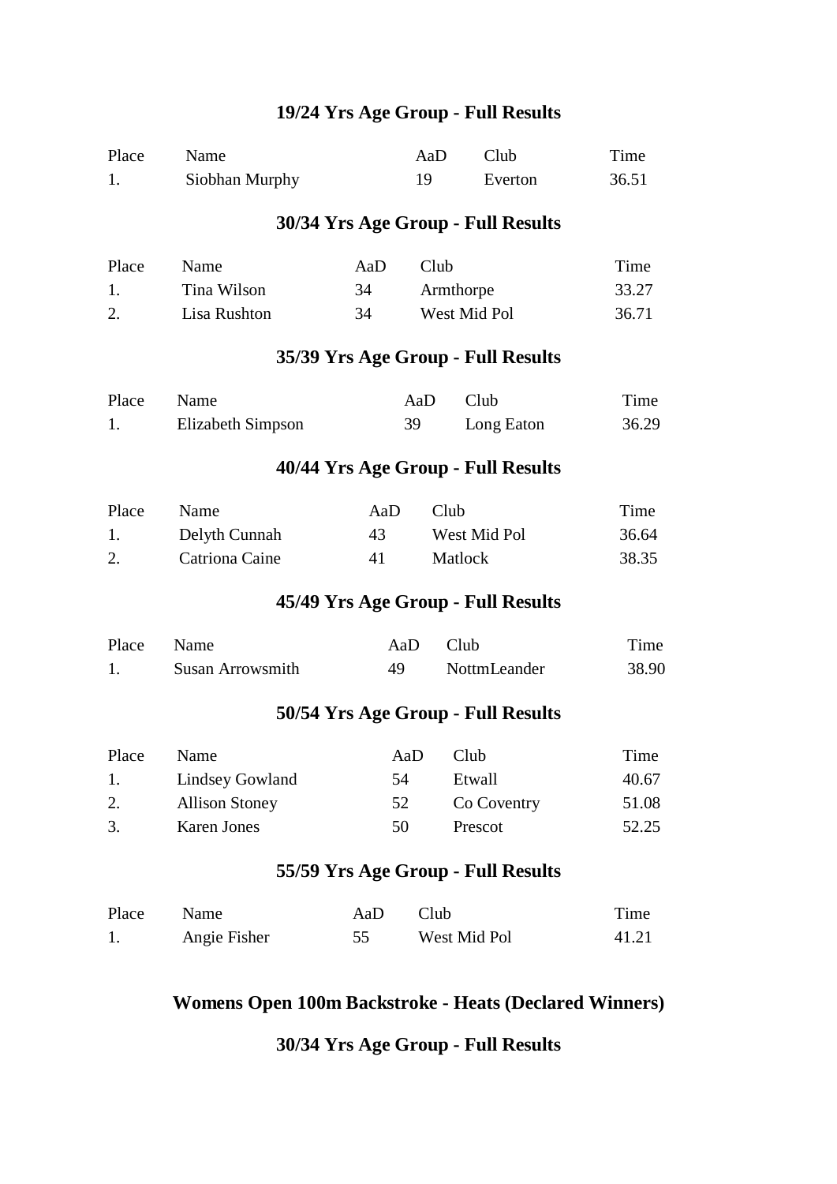### 19/24 Yrs Age Group - Full Results

| Place | Name | AaD | Club | Time |
|---|---|---|---|---|
| 1. | Siobhan Murphy | 19 | Everton | 36.51 |

### 30/34 Yrs Age Group - Full Results

| Place | Name | AaD | Club | Time |
|---|---|---|---|---|
| 1. | Tina Wilson | 34 | Armthorpe | 33.27 |
| 2. | Lisa Rushton | 34 | West Mid Pol | 36.71 |

### 35/39 Yrs Age Group - Full Results

| Place | Name | AaD | Club | Time |
|---|---|---|---|---|
| 1. | Elizabeth Simpson | 39 | Long Eaton | 36.29 |

### 40/44 Yrs Age Group - Full Results

| Place | Name | AaD | Club | Time |
|---|---|---|---|---|
| 1. | Delyth Cunnah | 43 | West Mid Pol | 36.64 |
| 2. | Catriona Caine | 41 | Matlock | 38.35 |

### 45/49 Yrs Age Group - Full Results

| Place | Name | AaD | Club | Time |
|---|---|---|---|---|
| 1. | Susan Arrowsmith | 49 | NottmLeander | 38.90 |

### 50/54 Yrs Age Group - Full Results

| Place | Name | AaD | Club | Time |
|---|---|---|---|---|
| 1. | Lindsey Gowland | 54 | Etwall | 40.67 |
| 2. | Allison Stoney | 52 | Co Coventry | 51.08 |
| 3. | Karen Jones | 50 | Prescot | 52.25 |

### 55/59 Yrs Age Group - Full Results

| Place | Name | AaD | Club | Time |
|---|---|---|---|---|
| 1. | Angie Fisher | 55 | West Mid Pol | 41.21 |

## Womens Open 100m Backstroke - Heats (Declared Winners)

### 30/34 Yrs Age Group - Full Results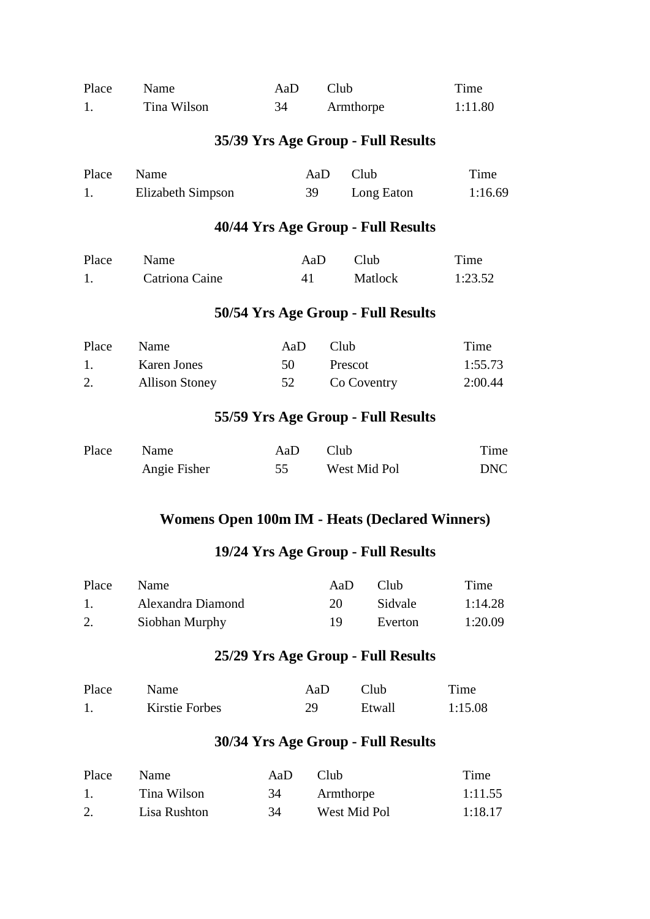| Place | Name | AaD | Club | Time |
|---|---|---|---|---|
| 1. | Tina Wilson | 34 | Armthorpe | 1:11.80 |

### 35/39 Yrs Age Group - Full Results

| Place | Name | AaD | Club | Time |
|---|---|---|---|---|
| 1. | Elizabeth Simpson | 39 | Long Eaton | 1:16.69 |

### 40/44 Yrs Age Group - Full Results

| Place | Name | AaD | Club | Time |
|---|---|---|---|---|
| 1. | Catriona Caine | 41 | Matlock | 1:23.52 |

### 50/54 Yrs Age Group - Full Results

| Place | Name | AaD | Club | Time |
|---|---|---|---|---|
| 1. | Karen Jones | 50 | Prescot | 1:55.73 |
| 2. | Allison Stoney | 52 | Co Coventry | 2:00.44 |

### 55/59 Yrs Age Group - Full Results

| Place | Name | AaD | Club | Time |
|---|---|---|---|---|
| | Angie Fisher | 55 | West Mid Pol | DNC |

## Womens Open 100m IM - Heats (Declared Winners)

### 19/24 Yrs Age Group - Full Results

| Place | Name | AaD | Club | Time |
|---|---|---|---|---|
| 1. | Alexandra Diamond | 20 | Sidvale | 1:14.28 |
| 2. | Siobhan Murphy | 19 | Everton | 1:20.09 |

### 25/29 Yrs Age Group - Full Results

| Place | Name | AaD | Club | Time |
|---|---|---|---|---|
| 1. | Kirstie Forbes | 29 | Etwall | 1:15.08 |

### 30/34 Yrs Age Group - Full Results

| Place | Name | AaD | Club | Time |
|---|---|---|---|---|
| 1. | Tina Wilson | 34 | Armthorpe | 1:11.55 |
| 2. | Lisa Rushton | 34 | West Mid Pol | 1:18.17 |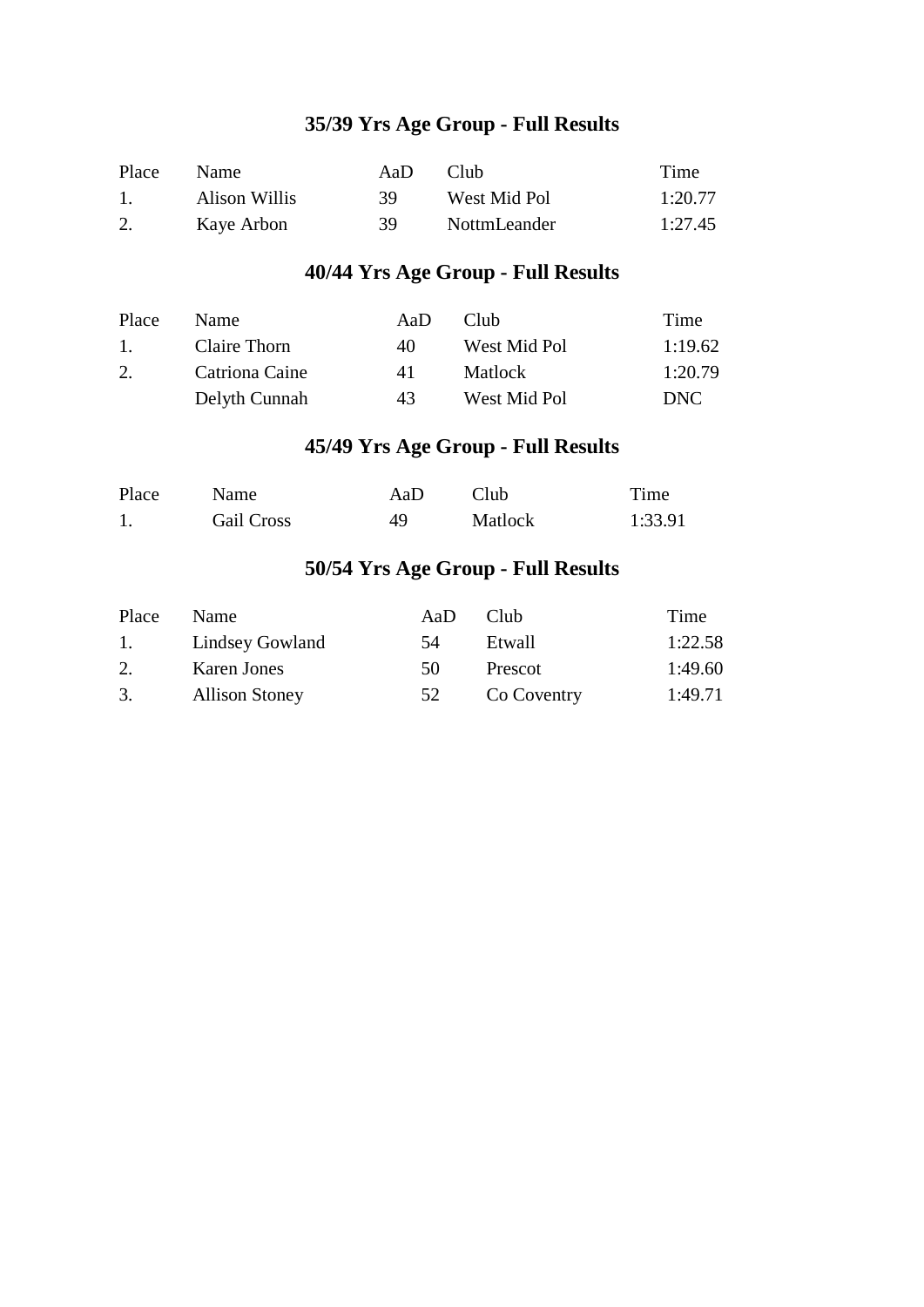## 35/39 Yrs Age Group - Full Results

| Place | Name | AaD | Club | Time |
|---|---|---|---|---|
| 1. | Alison Willis | 39 | West Mid Pol | 1:20.77 |
| 2. | Kaye Arbon | 39 | NottmLeander | 1:27.45 |

## 40/44 Yrs Age Group - Full Results

| Place | Name | AaD | Club | Time |
|---|---|---|---|---|
| 1. | Claire Thorn | 40 | West Mid Pol | 1:19.62 |
| 2. | Catriona Caine | 41 | Matlock | 1:20.79 |
| | Delyth Cunnah | 43 | West Mid Pol | DNC |

## 45/49 Yrs Age Group - Full Results

| Place | Name | AaD | Club | Time |
|---|---|---|---|---|
| 1. | Gail Cross | 49 | Matlock | 1:33.91 |

## 50/54 Yrs Age Group - Full Results

| Place | Name | AaD | Club | Time |
|---|---|---|---|---|
| 1. | Lindsey Gowland | 54 | Etwall | 1:22.58 |
| 2. | Karen Jones | 50 | Prescot | 1:49.60 |
| 3. | Allison Stoney | 52 | Co Coventry | 1:49.71 |